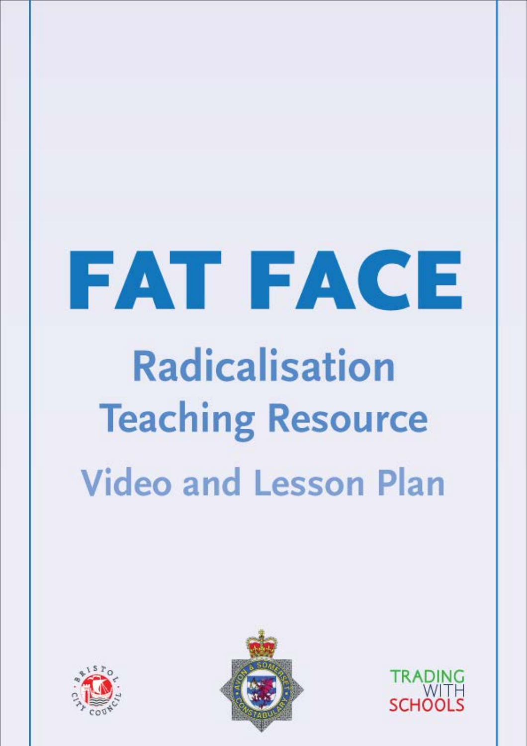# FAT FACE

## Radicalisation Teaching Resource

### Video and Lesson Plan

TRADING WITH SCHOOLS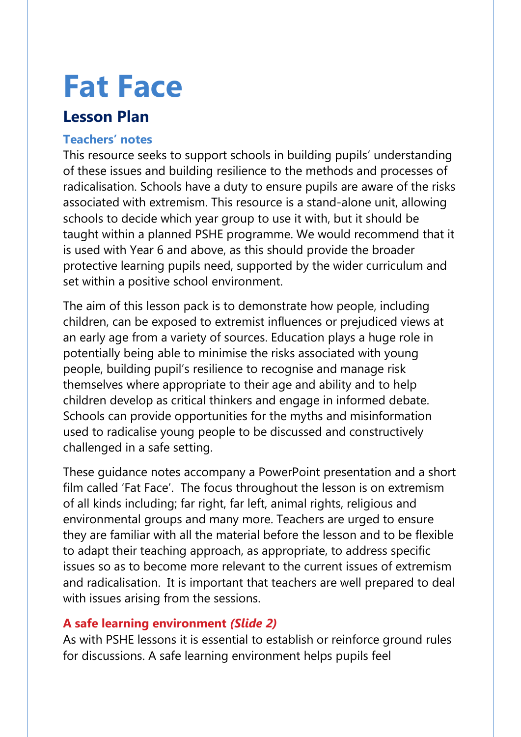# Fat Face

## Lesson Plan

### Teachers' notes

This resource seeks to support schools in building pupils' understanding of these issues and building resilience to the methods and processes of radicalisation. Schools have a duty to ensure pupils are aware of the risks associated with extremism. This resource is a stand-alone unit, allowing schools to decide which year group to use it with, but it should be taught within a planned PSHE programme. We would recommend that it is used with Year 6 and above, as this should provide the broader protective learning pupils need, supported by the wider curriculum and set within a positive school environment.

The aim of this lesson pack is to demonstrate how people, including children, can be exposed to extremist influences or prejudiced views at an early age from a variety of sources. Education plays a huge role in potentially being able to minimise the risks associated with young people, building pupil's resilience to recognise and manage risk themselves where appropriate to their age and ability and to help children develop as critical thinkers and engage in informed debate. Schools can provide opportunities for the myths and misinformation used to radicalise young people to be discussed and constructively challenged in a safe setting.

These guidance notes accompany a PowerPoint presentation and a short film called 'Fat Face'. The focus throughout the lesson is on extremism of all kinds including; far right, far left, animal rights, religious and environmental groups and many more. Teachers are urged to ensure they are familiar with all the material before the lesson and to be flexible to adapt their teaching approach, as appropriate, to address specific issues so as to become more relevant to the current issues of extremism and radicalisation. It is important that teachers are well prepared to deal with issues arising from the sessions.

### A safe learning environment *(Slide 2)*

As with PSHE lessons it is essential to establish or reinforce ground rules for discussions. A safe learning environment helps pupils feel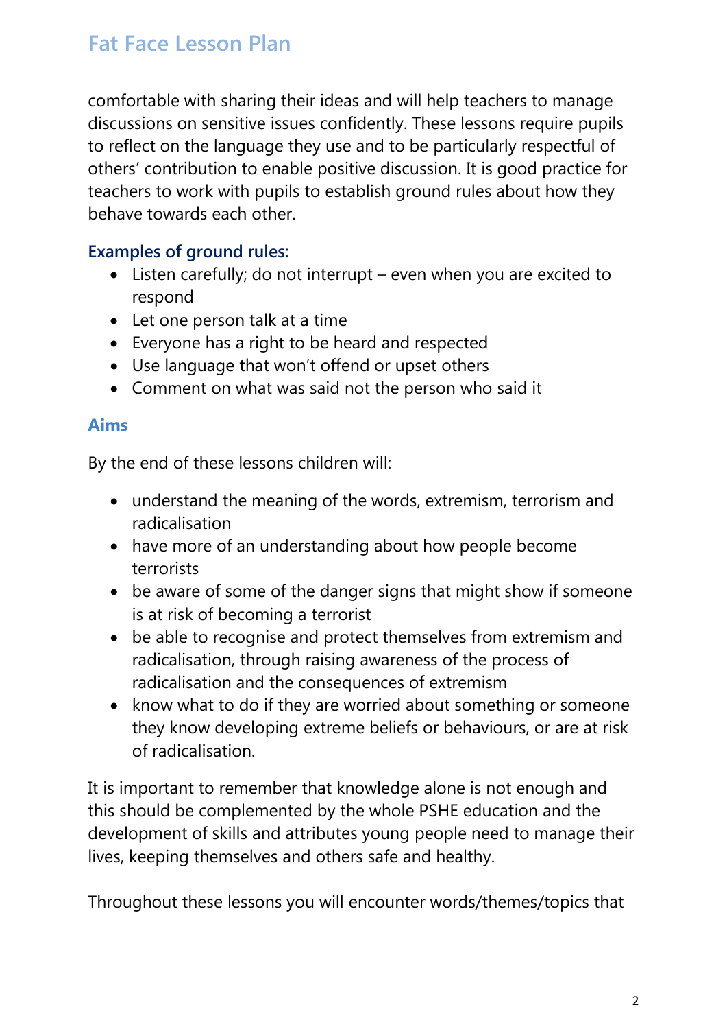comfortable with sharing their ideas and will help teachers to manage discussions on sensitive issues confidently. These lessons require pupils to reflect on the language they use and to be particularly respectful of others' contribution to enable positive discussion. It is good practice for teachers to work with pupils to establish ground rules about how they behave towards each other.

### Examples of ground rules:

- Listen carefully; do not interrupt – even when you are excited to respond
- Let one person talk at a time
- Everyone has a right to be heard and respected
- Use language that won't offend or upset others
- Comment on what was said not the person who said it

## Aims

By the end of these lessons children will:

- understand the meaning of the words, extremism, terrorism and radicalisation
- have more of an understanding about how people become terrorists
- be aware of some of the danger signs that might show if someone is at risk of becoming a terrorist
- be able to recognise and protect themselves from extremism and radicalisation, through raising awareness of the process of radicalisation and the consequences of extremism
- know what to do if they are worried about something or someone they know developing extreme beliefs or behaviours, or are at risk of radicalisation.

It is important to remember that knowledge alone is not enough and this should be complemented by the whole PSHE education and the development of skills and attributes young people need to manage their lives, keeping themselves and others safe and healthy.

Throughout these lessons you will encounter words/themes/topics that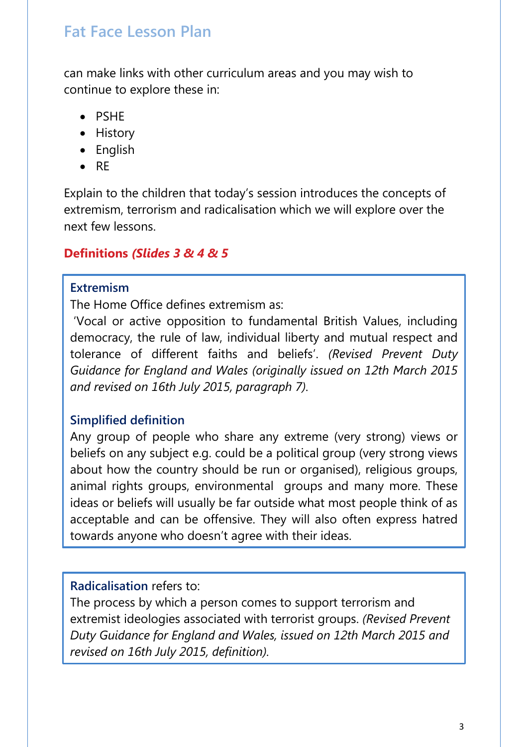can make links with other curriculum areas and you may wish to continue to explore these in:

- PSHE
- History
- English
- RE

Explain to the children that today's session introduces the concepts of extremism, terrorism and radicalisation which we will explore over the next few lessons.

## Definitions *(Slides 3 & 4 & 5*

**Extremism**

The Home Office defines extremism as:

'Vocal or active opposition to fundamental British Values, including democracy, the rule of law, individual liberty and mutual respect and tolerance of different faiths and beliefs'. *(Revised Prevent Duty Guidance for England and Wales (originally issued on 12th March 2015 and revised on 16th July 2015, paragraph 7).*

**Simplified definition**

Any group of people who share any extreme (very strong) views or beliefs on any subject e.g. could be a political group (very strong views about how the country should be run or organised), religious groups, animal rights groups, environmental groups and many more. These ideas or beliefs will usually be far outside what most people think of as acceptable and can be offensive. They will also often express hatred towards anyone who doesn't agree with their ideas.

**Radicalisation** refers to:

The process by which a person comes to support terrorism and extremist ideologies associated with terrorist groups. *(Revised Prevent Duty Guidance for England and Wales, issued on 12th March 2015 and revised on 16th July 2015, definition).*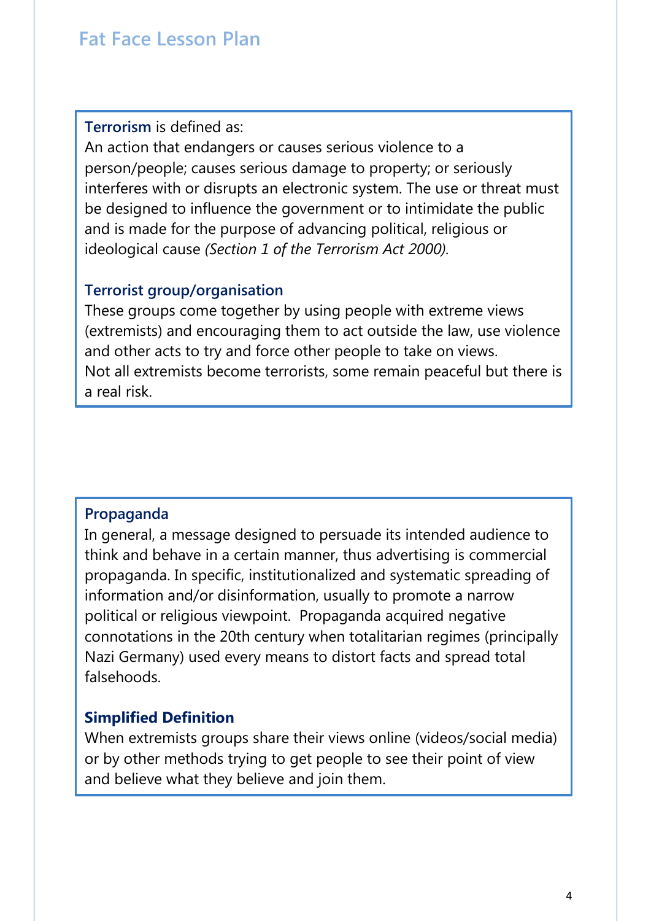**Terrorism** is defined as:
An action that endangers or causes serious violence to a person/people; causes serious damage to property; or seriously interferes with or disrupts an electronic system. The use or threat must be designed to influence the government or to intimidate the public and is made for the purpose of advancing political, religious or ideological cause *(Section 1 of the Terrorism Act 2000).*

**Terrorist group/organisation**
These groups come together by using people with extreme views (extremists) and encouraging them to act outside the law, use violence and other acts to try and force other people to take on views.
Not all extremists become terrorists, some remain peaceful but there is a real risk.

**Propaganda**
In general, a message designed to persuade its intended audience to think and behave in a certain manner, thus advertising is commercial propaganda. In specific, institutionalized and systematic spreading of information and/or disinformation, usually to promote a narrow political or religious viewpoint. Propaganda acquired negative connotations in the 20th century when totalitarian regimes (principally Nazi Germany) used every means to distort facts and spread total falsehoods.

**Simplified Definition**
When extremists groups share their views online (videos/social media) or by other methods trying to get people to see their point of view and believe what they believe and join them.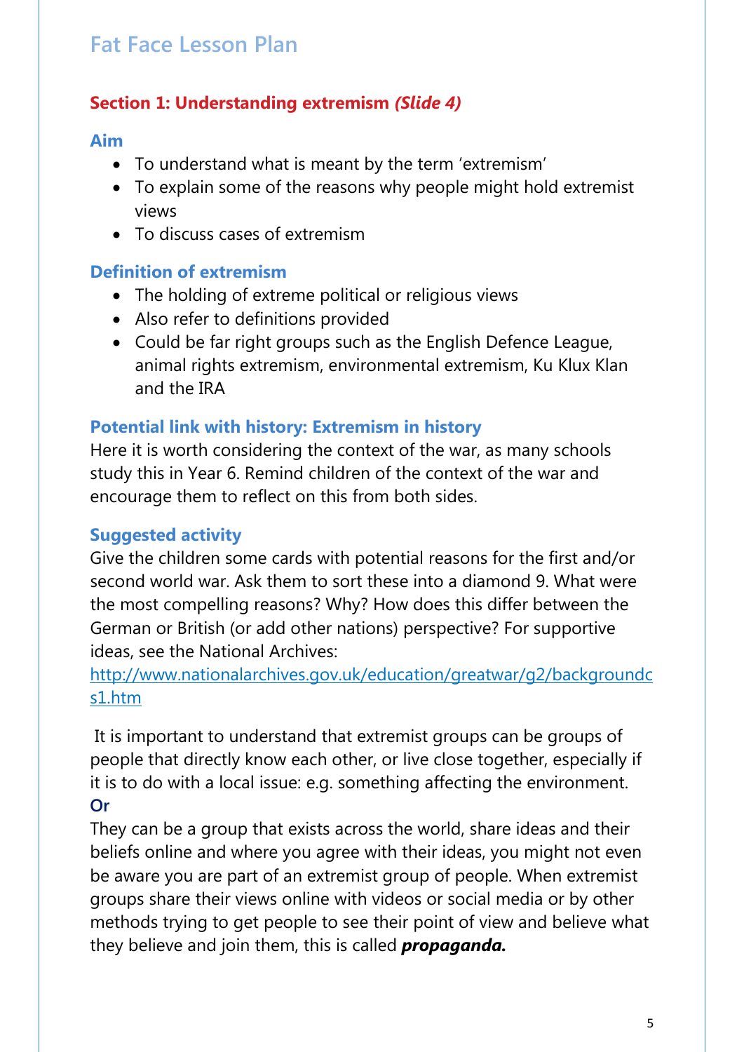## Fat Face Lesson Plan

### Section 1: Understanding extremism *(Slide 4)*

#### Aim

- To understand what is meant by the term 'extremism'
- To explain some of the reasons why people might hold extremist views
- To discuss cases of extremism

#### Definition of extremism

- The holding of extreme political or religious views
- Also refer to definitions provided
- Could be far right groups such as the English Defence League, animal rights extremism, environmental extremism, Ku Klux Klan and the IRA

#### Potential link with history: Extremism in history

Here it is worth considering the context of the war, as many schools study this in Year 6. Remind children of the context of the war and encourage them to reflect on this from both sides.

#### Suggested activity

Give the children some cards with potential reasons for the first and/or second world war. Ask them to sort these into a diamond 9. What were the most compelling reasons? Why? How does this differ between the German or British (or add other nations) perspective? For supportive ideas, see the National Archives: [http://www.nationalarchives.gov.uk/education/greatwar/g2/backgroundcs1.htm](http://www.nationalarchives.gov.uk/education/greatwar/g2/backgroundcs1.htm)

It is important to understand that extremist groups can be groups of people that directly know each other, or live close together, especially if it is to do with a local issue: e.g. something affecting the environment.

**Or**

They can be a group that exists across the world, share ideas and their beliefs online and where you agree with their ideas, you might not even be aware you are part of an extremist group of people. When extremist groups share their views online with videos or social media or by other methods trying to get people to see their point of view and believe what they believe and join them, this is called ***propaganda.***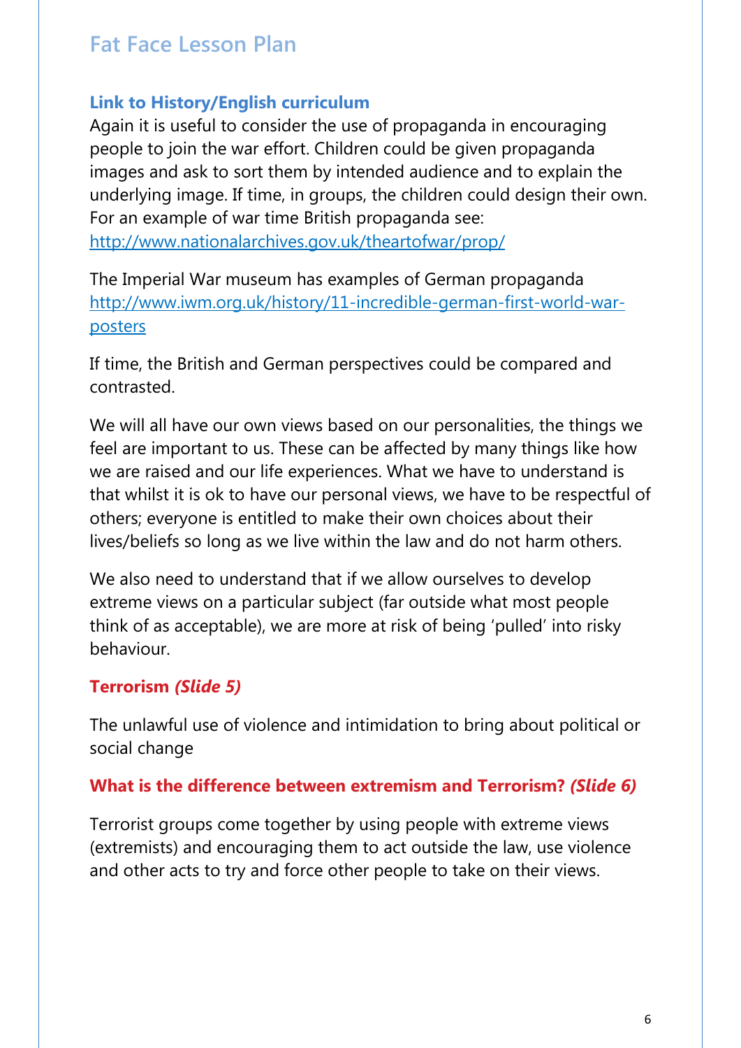## Link to History/English curriculum

Again it is useful to consider the use of propaganda in encouraging people to join the war effort. Children could be given propaganda images and ask to sort them by intended audience and to explain the underlying image. If time, in groups, the children could design their own. For an example of war time British propaganda see: [http://www.nationalarchives.gov.uk/theartofwar/prop/](http://www.nationalarchives.gov.uk/theartofwar/prop/)

The Imperial War museum has examples of German propaganda [http://www.iwm.org.uk/history/11-incredible-german-first-world-war-posters](http://www.iwm.org.uk/history/11-incredible-german-first-world-war-posters)

If time, the British and German perspectives could be compared and contrasted.

We will all have our own views based on our personalities, the things we feel are important to us. These can be affected by many things like how we are raised and our life experiences. What we have to understand is that whilst it is ok to have our personal views, we have to be respectful of others; everyone is entitled to make their own choices about their lives/beliefs so long as we live within the law and do not harm others.

We also need to understand that if we allow ourselves to develop extreme views on a particular subject (far outside what most people think of as acceptable), we are more at risk of being 'pulled' into risky behaviour.

## Terrorism *(Slide 5)*

The unlawful use of violence and intimidation to bring about political or social change

## What is the difference between extremism and Terrorism? *(Slide 6)*

Terrorist groups come together by using people with extreme views (extremists) and encouraging them to act outside the law, use violence and other acts to try and force other people to take on their views.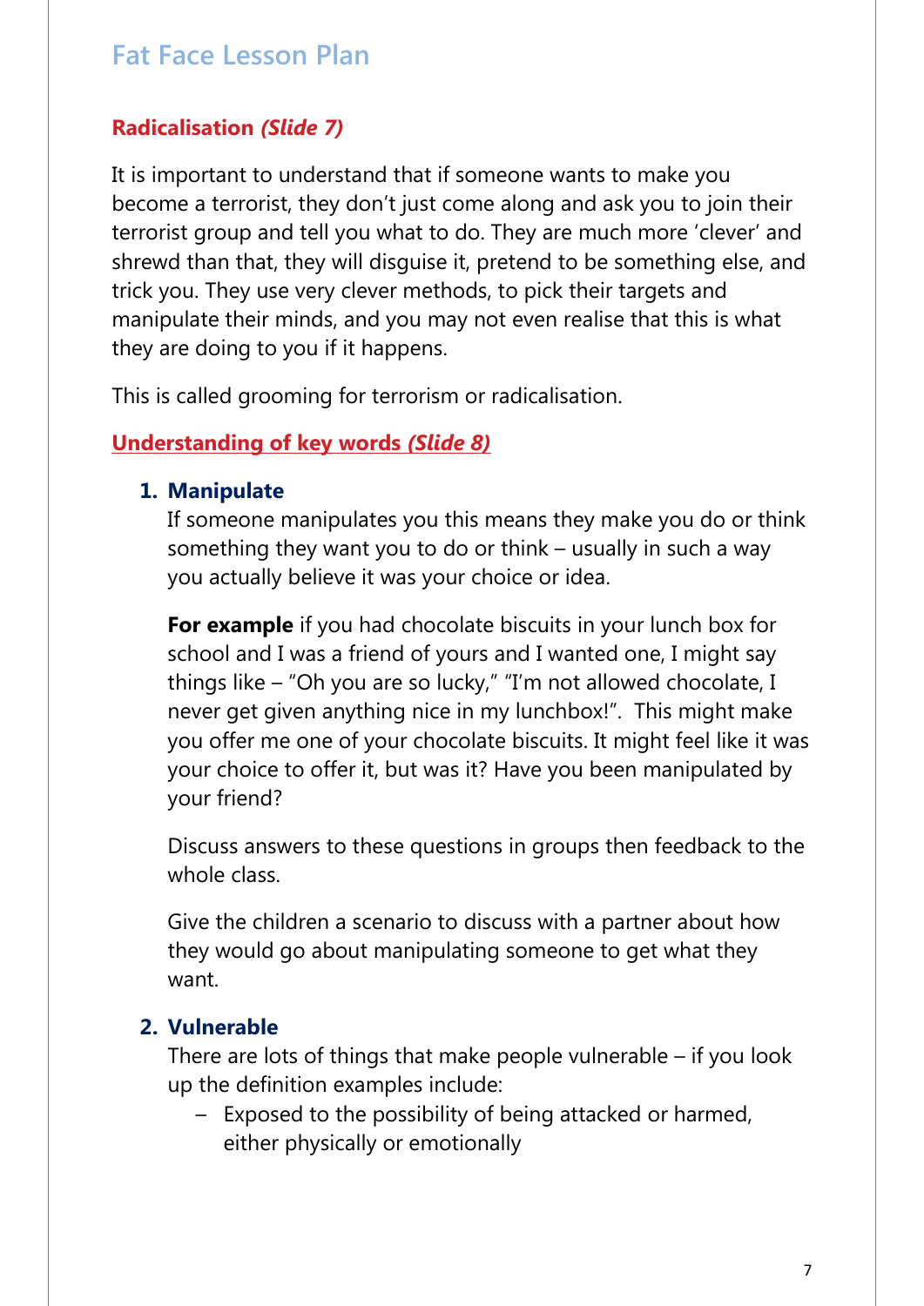# Fat Face Lesson Plan

## **Radicalisation *(Slide 7)***

It is important to understand that if someone wants to make you become a terrorist, they don't just come along and ask you to join their terrorist group and tell you what to do. They are much more 'clever' and shrewd than that, they will disguise it, pretend to be something else, and trick you. They use very clever methods, to pick their targets and manipulate their minds, and you may not even realise that this is what they are doing to you if it happens.

This is called grooming for terrorism or radicalisation.

## **Understanding of key words *(Slide 8)***

1. **Manipulate**
   If someone manipulates you this means they make you do or think something they want you to do or think – usually in such a way you actually believe it was your choice or idea.

   **For example** if you had chocolate biscuits in your lunch box for school and I was a friend of yours and I wanted one, I might say things like – "Oh you are so lucky," "I'm not allowed chocolate, I never get given anything nice in my lunchbox!". This might make you offer me one of your chocolate biscuits. It might feel like it was your choice to offer it, but was it? Have you been manipulated by your friend?

   Discuss answers to these questions in groups then feedback to the whole class.

   Give the children a scenario to discuss with a partner about how they would go about manipulating someone to get what they want.

2. **Vulnerable**
   There are lots of things that make people vulnerable – if you look up the definition examples include:
   - Exposed to the possibility of being attacked or harmed, either physically or emotionally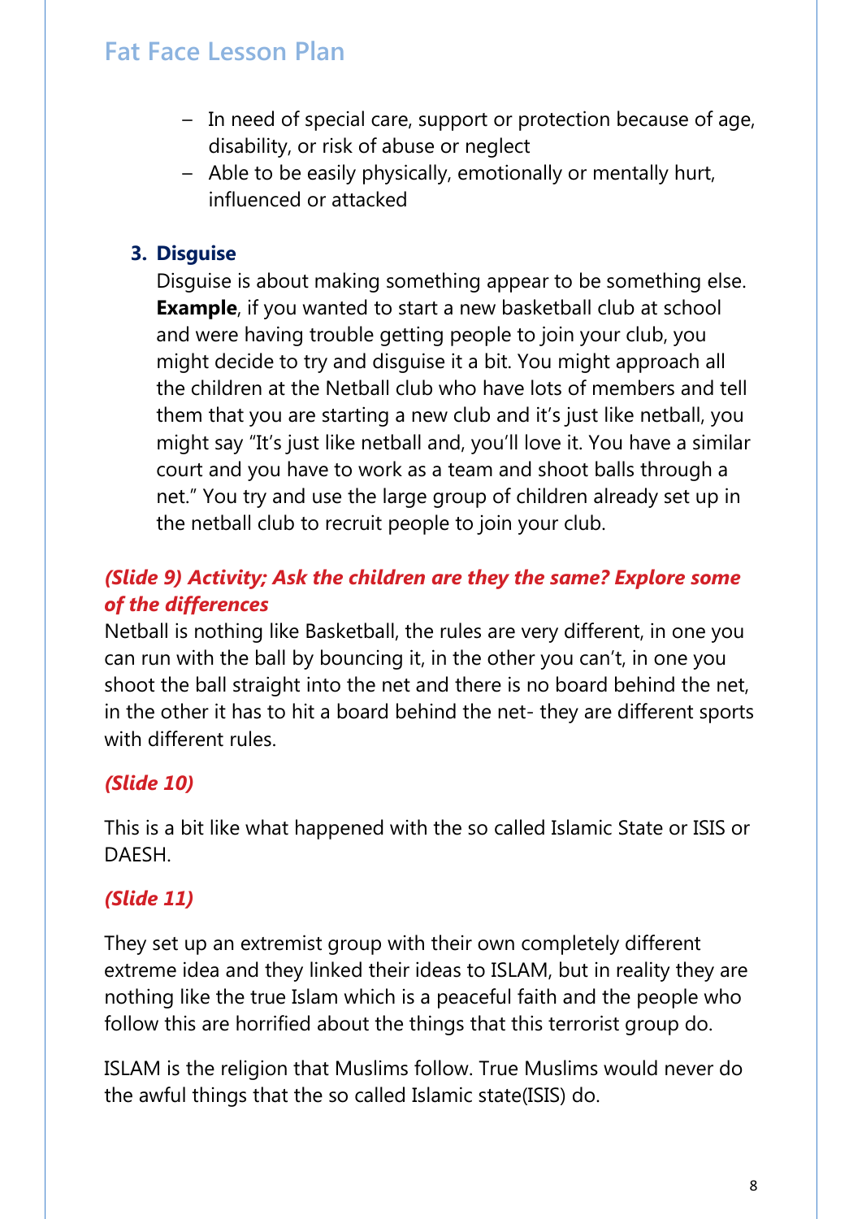- In need of special care, support or protection because of age, disability, or risk of abuse or neglect
- Able to be easily physically, emotionally or mentally hurt, influenced or attacked

### 3. Disguise

Disguise is about making something appear to be something else. **Example**, if you wanted to start a new basketball club at school and were having trouble getting people to join your club, you might decide to try and disguise it a bit. You might approach all the children at the Netball club who have lots of members and tell them that you are starting a new club and it's just like netball, you might say "It's just like netball and, you'll love it. You have a similar court and you have to work as a team and shoot balls through a net." You try and use the large group of children already set up in the netball club to recruit people to join your club.

***(Slide 9) Activity; Ask the children are they the same? Explore some of the differences***

Netball is nothing like Basketball, the rules are very different, in one you can run with the ball by bouncing it, in the other you can't, in one you shoot the ball straight into the net and there is no board behind the net, in the other it has to hit a board behind the net- they are different sports with different rules.

***(Slide 10)***

This is a bit like what happened with the so called Islamic State or ISIS or DAESH.

***(Slide 11)***

They set up an extremist group with their own completely different extreme idea and they linked their ideas to ISLAM, but in reality they are nothing like the true Islam which is a peaceful faith and the people who follow this are horrified about the things that this terrorist group do.

ISLAM is the religion that Muslims follow. True Muslims would never do the awful things that the so called Islamic state(ISIS) do.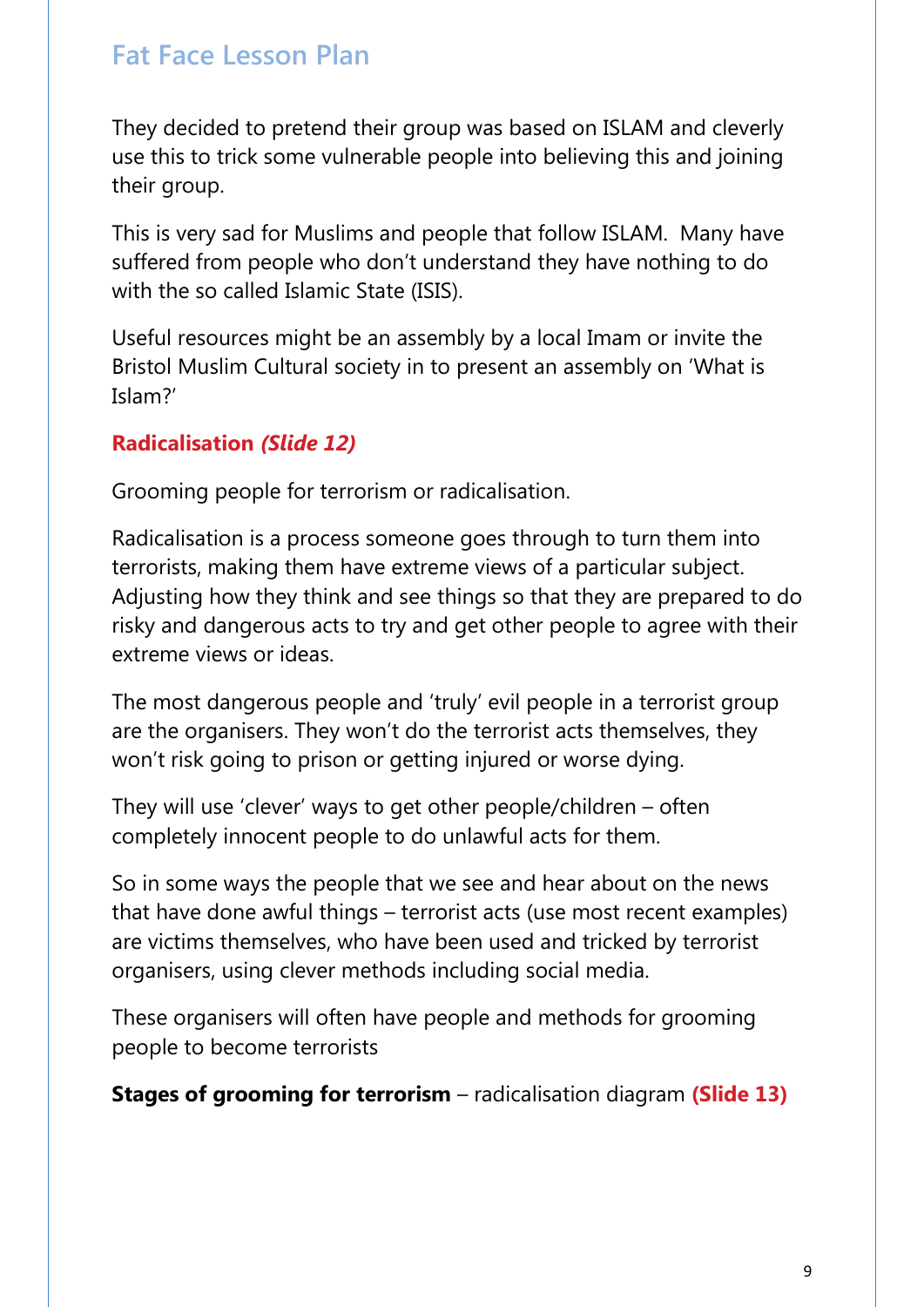They decided to pretend their group was based on ISLAM and cleverly use this to trick some vulnerable people into believing this and joining their group.

This is very sad for Muslims and people that follow ISLAM. Many have suffered from people who don't understand they have nothing to do with the so called Islamic State (ISIS).

Useful resources might be an assembly by a local Imam or invite the Bristol Muslim Cultural society in to present an assembly on 'What is Islam?'

**Radicalisation *(Slide 12)***

Grooming people for terrorism or radicalisation.

Radicalisation is a process someone goes through to turn them into terrorists, making them have extreme views of a particular subject. Adjusting how they think and see things so that they are prepared to do risky and dangerous acts to try and get other people to agree with their extreme views or ideas.

The most dangerous people and 'truly' evil people in a terrorist group are the organisers. They won't do the terrorist acts themselves, they won't risk going to prison or getting injured or worse dying.

They will use 'clever' ways to get other people/children – often completely innocent people to do unlawful acts for them.

So in some ways the people that we see and hear about on the news that have done awful things – terrorist acts (use most recent examples) are victims themselves, who have been used and tricked by terrorist organisers, using clever methods including social media.

These organisers will often have people and methods for grooming people to become terrorists

**Stages of grooming for terrorism** – radicalisation diagram **(Slide 13)**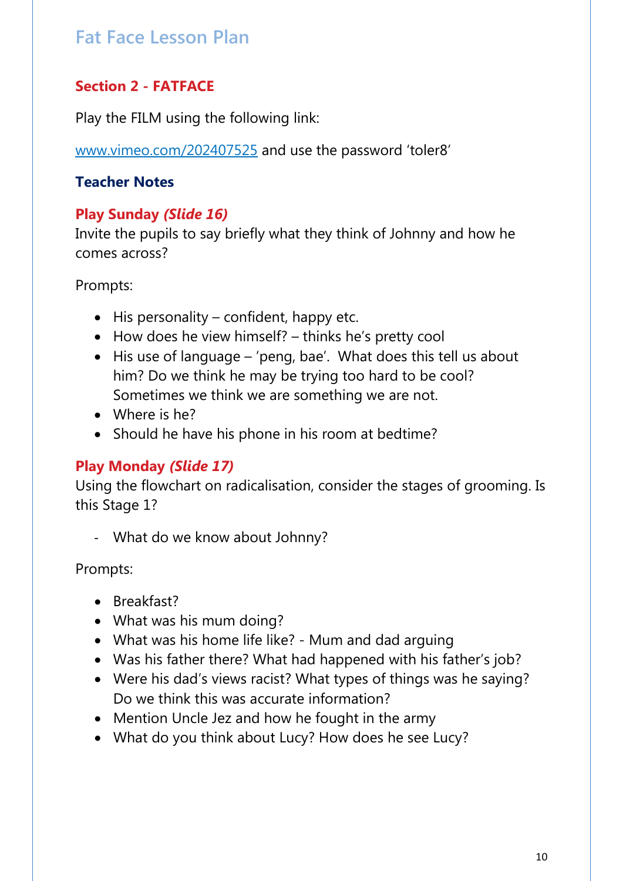# Fat Face Lesson Plan

## Section 2 - FATFACE

Play the FILM using the following link:

[www.vimeo.com/202407525](www.vimeo.com/202407525) and use the password 'toler8'

### Teacher Notes

**Play Sunday *(Slide 16)***

Invite the pupils to say briefly what they think of Johnny and how he comes across?

Prompts:

- His personality – confident, happy etc.
- How does he view himself? – thinks he's pretty cool
- His use of language – 'peng, bae'. What does this tell us about him? Do we think he may be trying too hard to be cool? Sometimes we think we are something we are not.
- Where is he?
- Should he have his phone in his room at bedtime?

**Play Monday *(Slide 17)***

Using the flowchart on radicalisation, consider the stages of grooming. Is this Stage 1?

- What do we know about Johnny?

Prompts:

- Breakfast?
- What was his mum doing?
- What was his home life like? - Mum and dad arguing
- Was his father there? What had happened with his father's job?
- Were his dad's views racist? What types of things was he saying? Do we think this was accurate information?
- Mention Uncle Jez and how he fought in the army
- What do you think about Lucy? How does he see Lucy?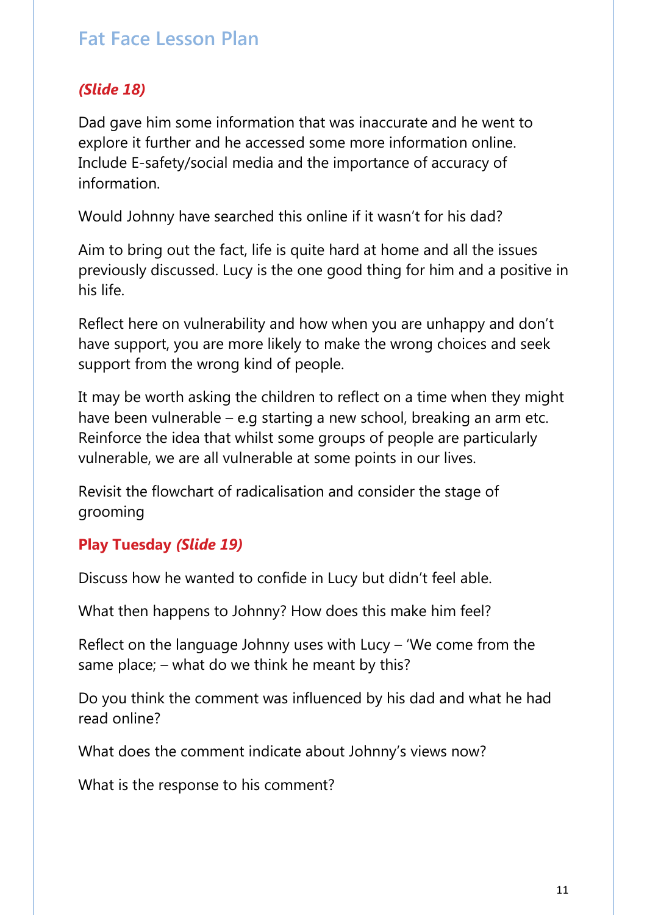## *(Slide 18)*

Dad gave him some information that was inaccurate and he went to explore it further and he accessed some more information online. Include E-safety/social media and the importance of accuracy of information.

Would Johnny have searched this online if it wasn't for his dad?

Aim to bring out the fact, life is quite hard at home and all the issues previously discussed. Lucy is the one good thing for him and a positive in his life.

Reflect here on vulnerability and how when you are unhappy and don't have support, you are more likely to make the wrong choices and seek support from the wrong kind of people.

It may be worth asking the children to reflect on a time when they might have been vulnerable – e.g starting a new school, breaking an arm etc. Reinforce the idea that whilst some groups of people are particularly vulnerable, we are all vulnerable at some points in our lives.

Revisit the flowchart of radicalisation and consider the stage of grooming

## Play Tuesday *(Slide 19)*

Discuss how he wanted to confide in Lucy but didn't feel able.

What then happens to Johnny? How does this make him feel?

Reflect on the language Johnny uses with Lucy – 'We come from the same place; – what do we think he meant by this?

Do you think the comment was influenced by his dad and what he had read online?

What does the comment indicate about Johnny's views now?

What is the response to his comment?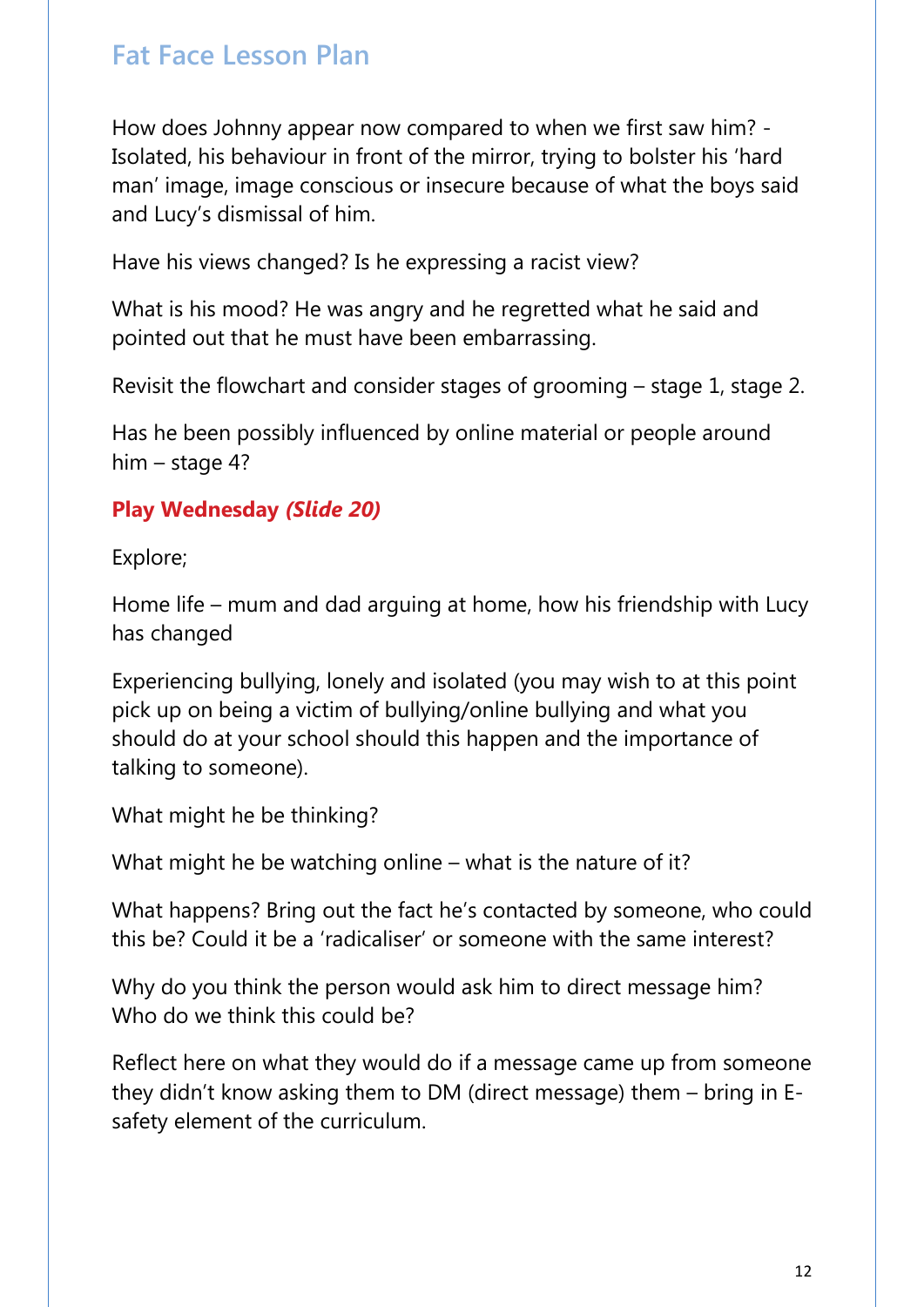# Fat Face Lesson Plan

How does Johnny appear now compared to when we first saw him? - Isolated, his behaviour in front of the mirror, trying to bolster his 'hard man' image, image conscious or insecure because of what the boys said and Lucy's dismissal of him.

Have his views changed? Is he expressing a racist view?

What is his mood? He was angry and he regretted what he said and pointed out that he must have been embarrassing.

Revisit the flowchart and consider stages of grooming – stage 1, stage 2.

Has he been possibly influenced by online material or people around him – stage 4?

**Play Wednesday *(Slide 20)***

Explore;

Home life – mum and dad arguing at home, how his friendship with Lucy has changed

Experiencing bullying, lonely and isolated (you may wish to at this point pick up on being a victim of bullying/online bullying and what you should do at your school should this happen and the importance of talking to someone).

What might he be thinking?

What might he be watching online – what is the nature of it?

What happens? Bring out the fact he's contacted by someone, who could this be? Could it be a 'radicaliser' or someone with the same interest?

Why do you think the person would ask him to direct message him? Who do we think this could be?

Reflect here on what they would do if a message came up from someone they didn't know asking them to DM (direct message) them – bring in E-safety element of the curriculum.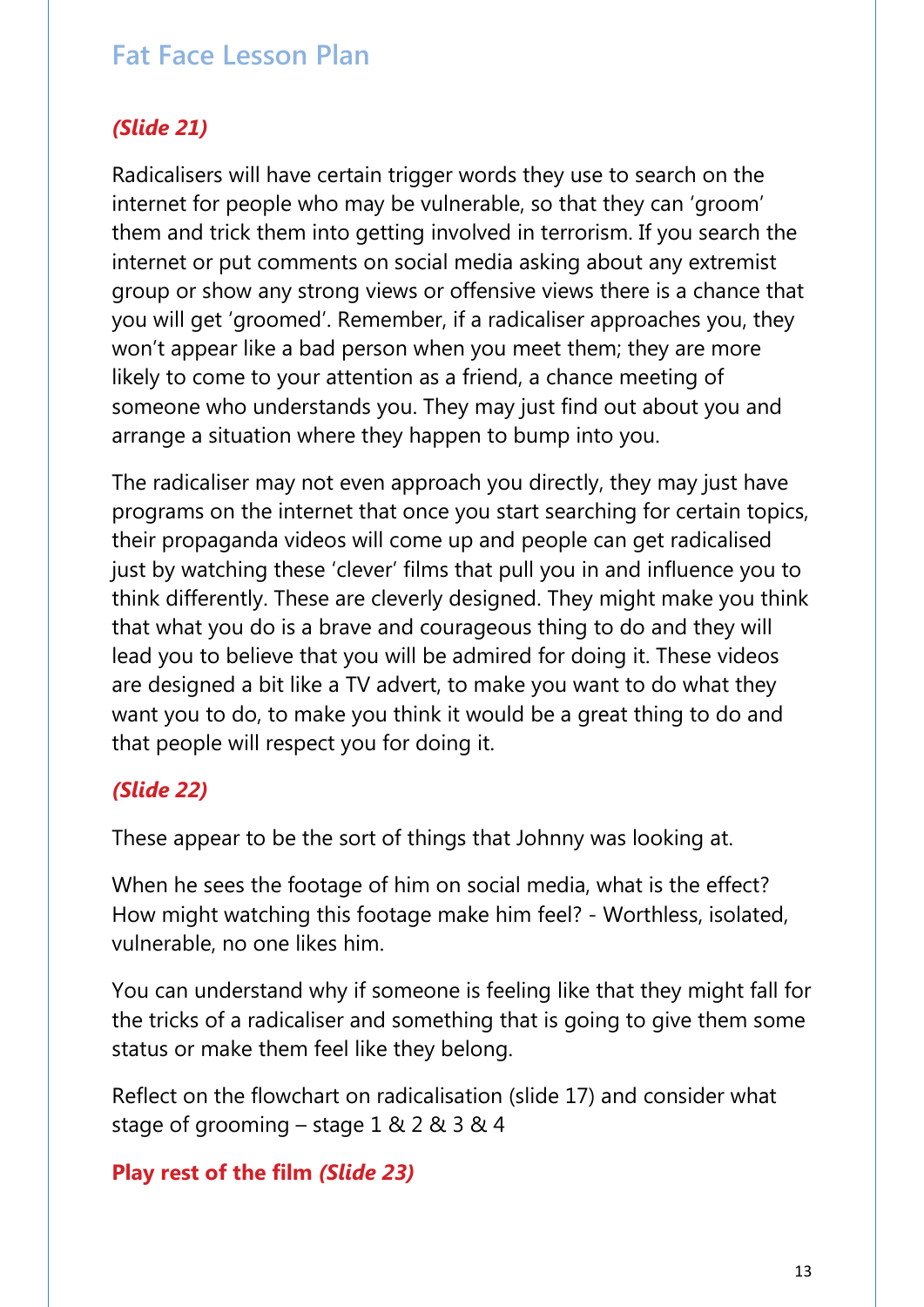## Fat Face Lesson Plan

***(Slide 21)***

Radicalisers will have certain trigger words they use to search on the internet for people who may be vulnerable, so that they can 'groom' them and trick them into getting involved in terrorism. If you search the internet or put comments on social media asking about any extremist group or show any strong views or offensive views there is a chance that you will get 'groomed'. Remember, if a radicaliser approaches you, they won't appear like a bad person when you meet them; they are more likely to come to your attention as a friend, a chance meeting of someone who understands you. They may just find out about you and arrange a situation where they happen to bump into you.

The radicaliser may not even approach you directly, they may just have programs on the internet that once you start searching for certain topics, their propaganda videos will come up and people can get radicalised just by watching these 'clever' films that pull you in and influence you to think differently. These are cleverly designed. They might make you think that what you do is a brave and courageous thing to do and they will lead you to believe that you will be admired for doing it. These videos are designed a bit like a TV advert, to make you want to do what they want you to do, to make you think it would be a great thing to do and that people will respect you for doing it.

***(Slide 22)***

These appear to be the sort of things that Johnny was looking at.

When he sees the footage of him on social media, what is the effect? How might watching this footage make him feel? - Worthless, isolated, vulnerable, no one likes him.

You can understand why if someone is feeling like that they might fall for the tricks of a radicaliser and something that is going to give them some status or make them feel like they belong.

Reflect on the flowchart on radicalisation (slide 17) and consider what stage of grooming – stage 1 & 2 & 3 & 4

**Play rest of the film *(Slide 23)***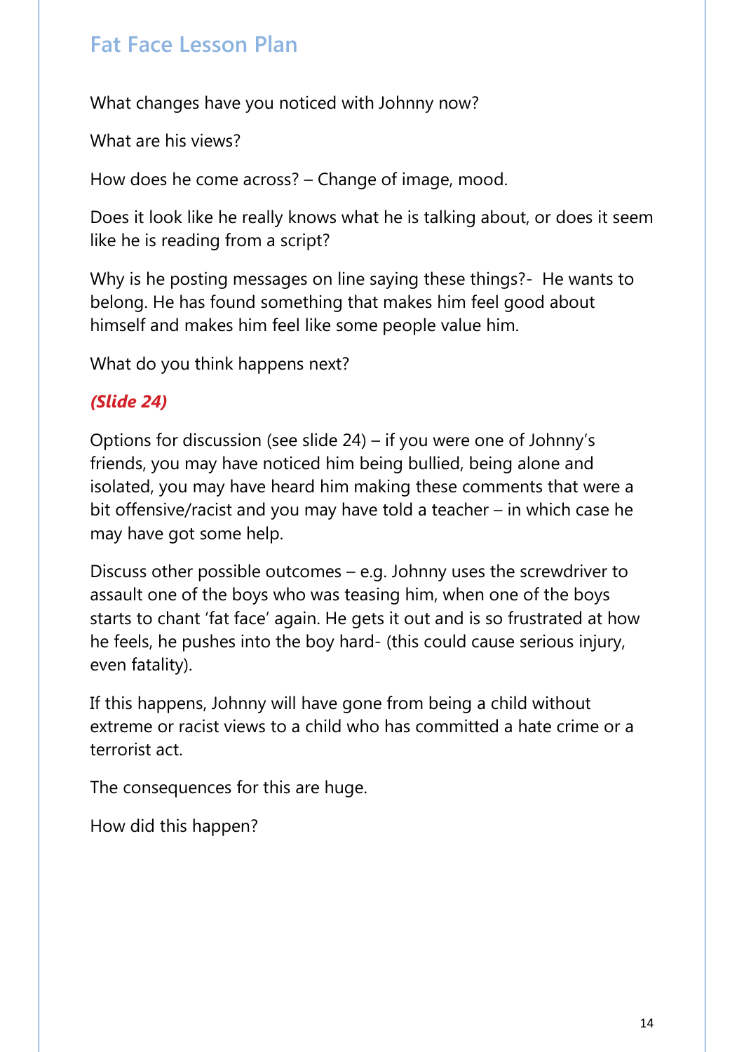## Fat Face Lesson Plan

What changes have you noticed with Johnny now?

What are his views?

How does he come across? – Change of image, mood.

Does it look like he really knows what he is talking about, or does it seem like he is reading from a script?

Why is he posting messages on line saying these things?- He wants to belong. He has found something that makes him feel good about himself and makes him feel like some people value him.

What do you think happens next?

***(Slide 24)***

Options for discussion (see slide 24) – if you were one of Johnny's friends, you may have noticed him being bullied, being alone and isolated, you may have heard him making these comments that were a bit offensive/racist and you may have told a teacher – in which case he may have got some help.

Discuss other possible outcomes – e.g. Johnny uses the screwdriver to assault one of the boys who was teasing him, when one of the boys starts to chant 'fat face' again. He gets it out and is so frustrated at how he feels, he pushes into the boy hard- (this could cause serious injury, even fatality).

If this happens, Johnny will have gone from being a child without extreme or racist views to a child who has committed a hate crime or a terrorist act.

The consequences for this are huge.

How did this happen?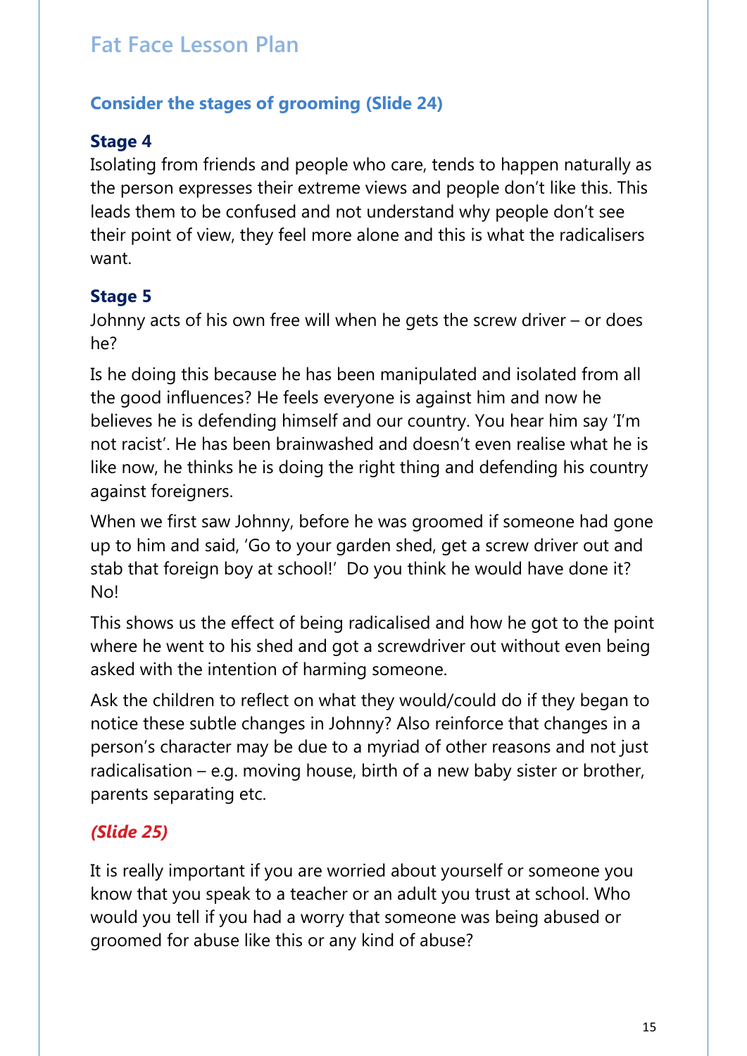## Consider the stages of grooming (Slide 24)

### Stage 4

Isolating from friends and people who care, tends to happen naturally as the person expresses their extreme views and people don't like this. This leads them to be confused and not understand why people don't see their point of view, they feel more alone and this is what the radicalisers want.

### Stage 5

Johnny acts of his own free will when he gets the screw driver – or does he?

Is he doing this because he has been manipulated and isolated from all the good influences? He feels everyone is against him and now he believes he is defending himself and our country. You hear him say 'I'm not racist'. He has been brainwashed and doesn't even realise what he is like now, he thinks he is doing the right thing and defending his country against foreigners.

When we first saw Johnny, before he was groomed if someone had gone up to him and said, 'Go to your garden shed, get a screw driver out and stab that foreign boy at school!' Do you think he would have done it? No!

This shows us the effect of being radicalised and how he got to the point where he went to his shed and got a screwdriver out without even being asked with the intention of harming someone.

Ask the children to reflect on what they would/could do if they began to notice these subtle changes in Johnny? Also reinforce that changes in a person's character may be due to a myriad of other reasons and not just radicalisation – e.g. moving house, birth of a new baby sister or brother, parents separating etc.

***(Slide 25)***

It is really important if you are worried about yourself or someone you know that you speak to a teacher or an adult you trust at school. Who would you tell if you had a worry that someone was being abused or groomed for abuse like this or any kind of abuse?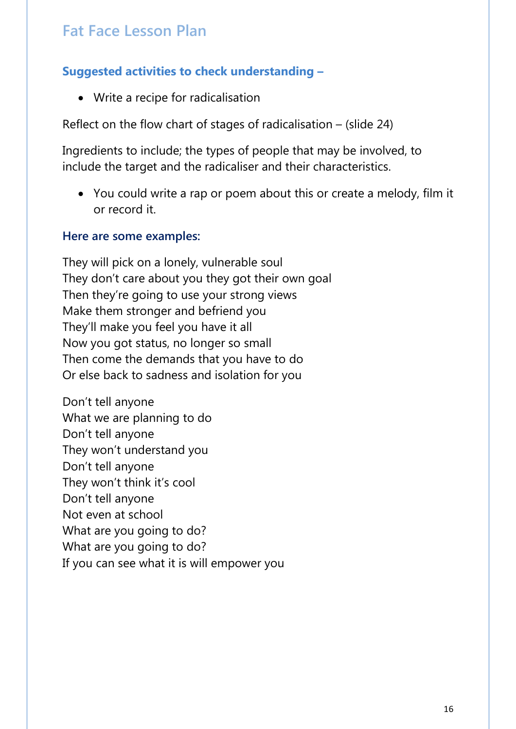## Fat Face Lesson Plan

### Suggested activities to check understanding –

- Write a recipe for radicalisation

Reflect on the flow chart of stages of radicalisation – (slide 24)

Ingredients to include; the types of people that may be involved, to include the target and the radicaliser and their characteristics.

- You could write a rap or poem about this or create a melody, film it or record it.

**Here are some examples:**

They will pick on a lonely, vulnerable soul
They don't care about you they got their own goal
Then they're going to use your strong views
Make them stronger and befriend you
They'll make you feel you have it all
Now you got status, no longer so small
Then come the demands that you have to do
Or else back to sadness and isolation for you

Don't tell anyone
What we are planning to do
Don't tell anyone
They won't understand you
Don't tell anyone
They won't think it's cool
Don't tell anyone
Not even at school
What are you going to do?
What are you going to do?
If you can see what it is will empower you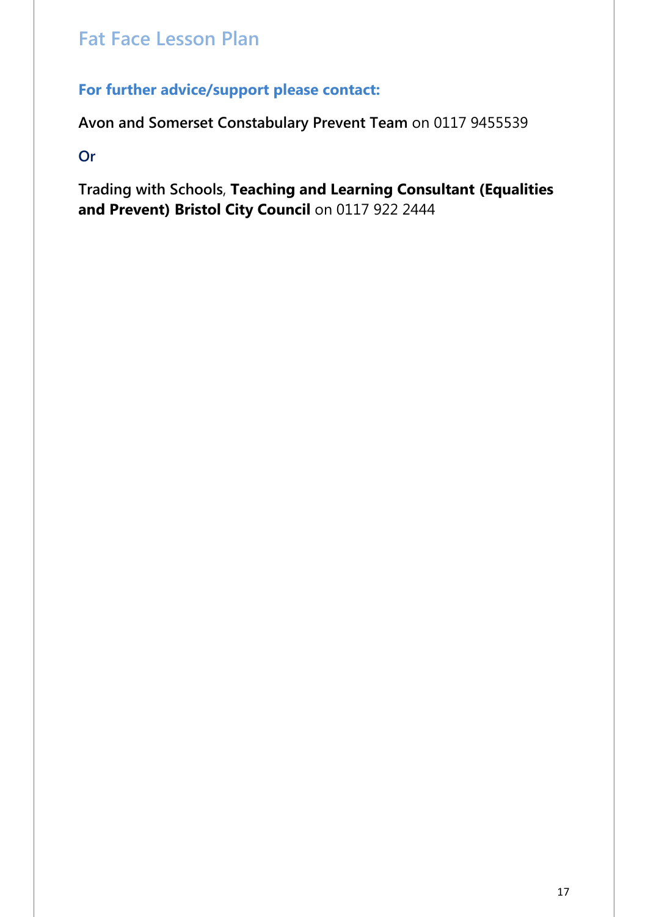# Fat Face Lesson Plan

## For further advice/support please contact:

**Avon and Somerset Constabulary Prevent Team** on 0117 9455539

**Or**

Trading with Schools, **Teaching and Learning Consultant (Equalities and Prevent) Bristol City Council** on 0117 922 2444